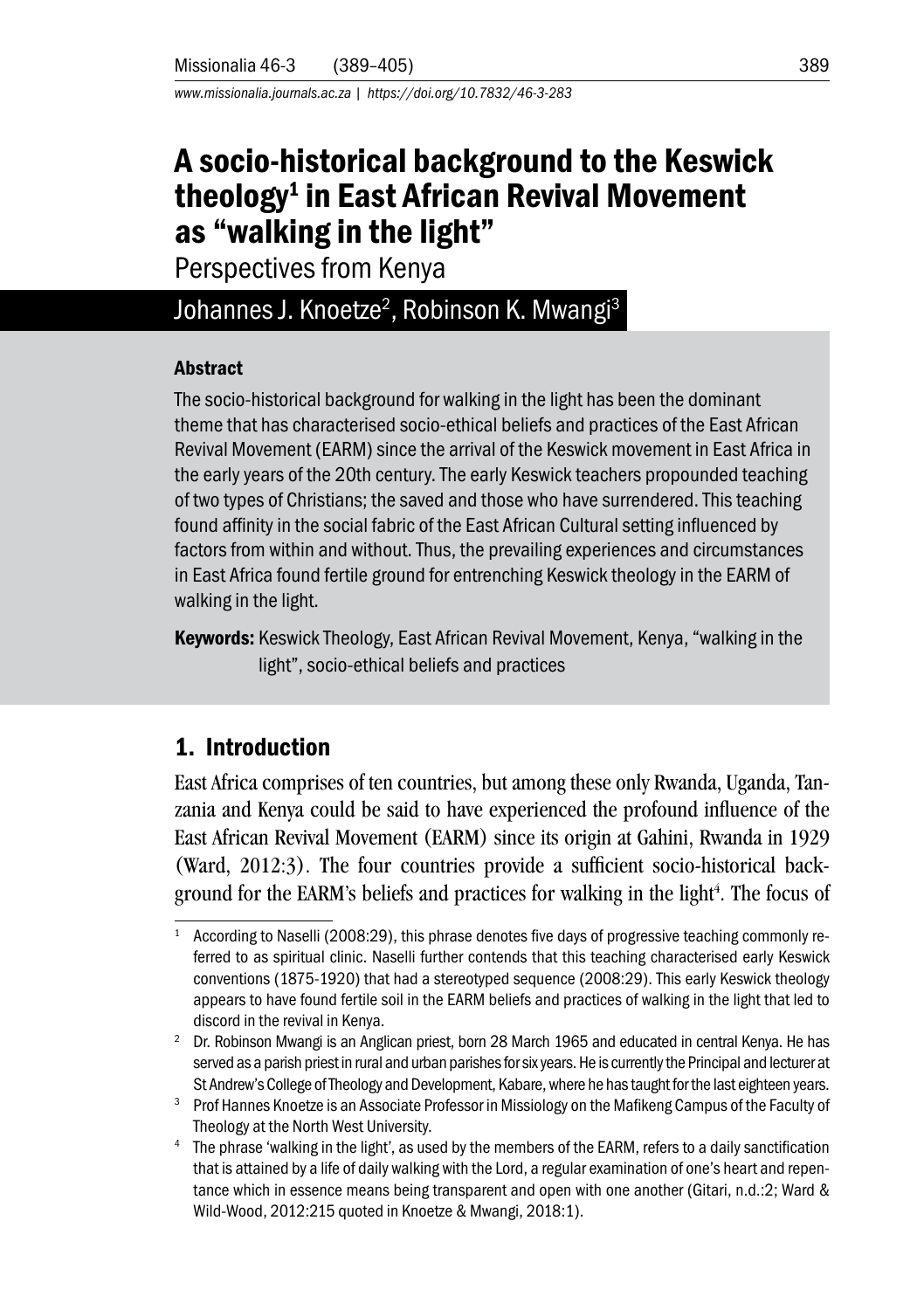# A socio-historical background to the Keswick theology[1] in East African Revival Movement as "walking in the light"

Perspectives from Kenya

Johannes J. Knoetze[2], Robinson K. Mwangi[3]

### Abstract

The socio-historical background for walking in the light has been the dominant theme that has characterised socio-ethical beliefs and practices of the East African Revival Movement (EARM) since the arrival of the Keswick movement in East Africa in the early years of the 20th century. The early Keswick teachers propounded teaching of two types of Christians; the saved and those who have surrendered. This teaching found affinity in the social fabric of the East African Cultural setting influenced by factors from within and without. Thus, the prevailing experiences and circumstances in East Africa found fertile ground for entrenching Keswick theology in the EARM of walking in the light.

**Keywords:** Keswick Theology, East African Revival Movement, Kenya, "walking in the light", socio-ethical beliefs and practices

## 1. Introduction

East Africa comprises of ten countries, but among these only Rwanda, Uganda, Tanzania and Kenya could be said to have experienced the profound influence of the East African Revival Movement (EARM) since its origin at Gahini, Rwanda in 1929 (Ward, 2012:3). The four countries provide a sufficient socio-historical background for the EARM's beliefs and practices for walking in the light[4]. The focus of

---

[1] According to Naselli (2008:29), this phrase denotes five days of progressive teaching commonly referred to as spiritual clinic. Naselli further contends that this teaching characterised early Keswick conventions (1875-1920) that had a stereotyped sequence (2008:29). This early Keswick theology appears to have found fertile soil in the EARM beliefs and practices of walking in the light that led to discord in the revival in Kenya.

[2] Dr. Robinson Mwangi is an Anglican priest, born 28 March 1965 and educated in central Kenya. He has served as a parish priest in rural and urban parishes for six years. He is currently the Principal and lecturer at St Andrew's College of Theology and Development, Kabare, where he has taught for the last eighteen years.

[3] Prof Hannes Knoetze is an Associate Professor in Missiology on the Mafikeng Campus of the Faculty of Theology at the North West University.

[4] The phrase 'walking in the light', as used by the members of the EARM, refers to a daily sanctification that is attained by a life of daily walking with the Lord, a regular examination of one's heart and repentance which in essence means being transparent and open with one another (Gitari, n.d.:2; Ward & Wild-Wood, 2012:215 quoted in Knoetze & Mwangi, 2018:1).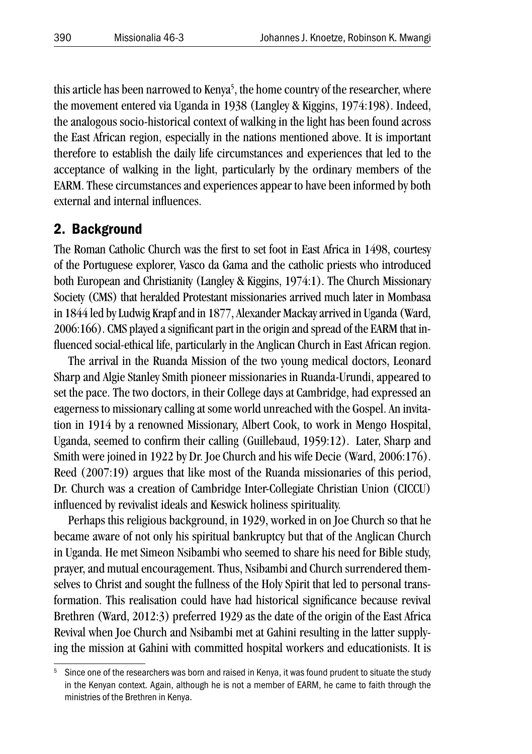this article has been narrowed to Kenya[5], the home country of the researcher, where the movement entered via Uganda in 1938 (Langley & Kiggins, 1974:198). Indeed, the analogous socio-historical context of walking in the light has been found across the East African region, especially in the nations mentioned above. It is important therefore to establish the daily life circumstances and experiences that led to the acceptance of walking in the light, particularly by the ordinary members of the EARM. These circumstances and experiences appear to have been informed by both external and internal influences.

## 2. Background

The Roman Catholic Church was the first to set foot in East Africa in 1498, courtesy of the Portuguese explorer, Vasco da Gama and the catholic priests who introduced both European and Christianity (Langley & Kiggins, 1974:1). The Church Missionary Society (CMS) that heralded Protestant missionaries arrived much later in Mombasa in 1844 led by Ludwig Krapf and in 1877, Alexander Mackay arrived in Uganda (Ward, 2006:166). CMS played a significant part in the origin and spread of the EARM that influenced social-ethical life, particularly in the Anglican Church in East African region.

The arrival in the Ruanda Mission of the two young medical doctors, Leonard Sharp and Algie Stanley Smith pioneer missionaries in Ruanda-Urundi, appeared to set the pace. The two doctors, in their College days at Cambridge, had expressed an eagerness to missionary calling at some world unreached with the Gospel. An invitation in 1914 by a renowned Missionary, Albert Cook, to work in Mengo Hospital, Uganda, seemed to confirm their calling (Guillebaud, 1959:12). Later, Sharp and Smith were joined in 1922 by Dr. Joe Church and his wife Decie (Ward, 2006:176). Reed (2007:19) argues that like most of the Ruanda missionaries of this period, Dr. Church was a creation of Cambridge Inter-Collegiate Christian Union (CICCU) influenced by revivalist ideals and Keswick holiness spirituality.

Perhaps this religious background, in 1929, worked in on Joe Church so that he became aware of not only his spiritual bankruptcy but that of the Anglican Church in Uganda. He met Simeon Nsibambi who seemed to share his need for Bible study, prayer, and mutual encouragement. Thus, Nsibambi and Church surrendered themselves to Christ and sought the fullness of the Holy Spirit that led to personal transformation. This realisation could have had historical significance because revival Brethren (Ward, 2012:3) preferred 1929 as the date of the origin of the East Africa Revival when Joe Church and Nsibambi met at Gahini resulting in the latter supplying the mission at Gahini with committed hospital workers and educationists. It is

[5] Since one of the researchers was born and raised in Kenya, it was found prudent to situate the study in the Kenyan context. Again, although he is not a member of EARM, he came to faith through the ministries of the Brethren in Kenya.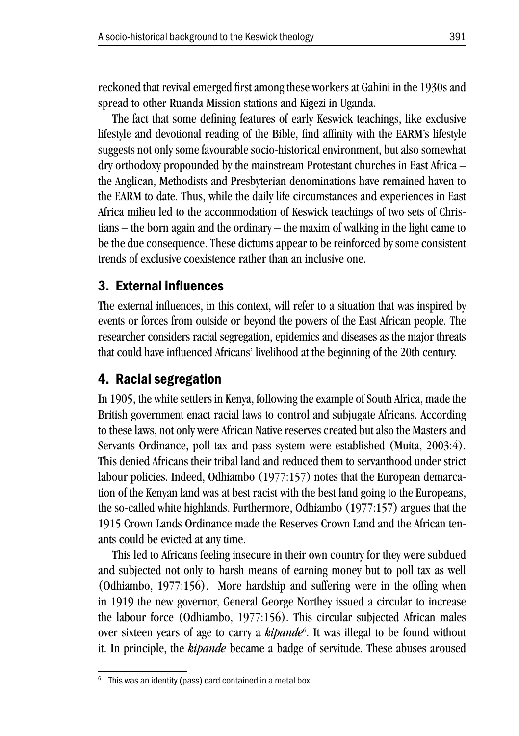reckoned that revival emerged first among these workers at Gahini in the 1930s and spread to other Ruanda Mission stations and Kigezi in Uganda.

The fact that some defining features of early Keswick teachings, like exclusive lifestyle and devotional reading of the Bible, find affinity with the EARM's lifestyle suggests not only some favourable socio-historical environment, but also somewhat dry orthodoxy propounded by the mainstream Protestant churches in East Africa – the Anglican, Methodists and Presbyterian denominations have remained haven to the EARM to date. Thus, while the daily life circumstances and experiences in East Africa milieu led to the accommodation of Keswick teachings of two sets of Christians – the born again and the ordinary – the maxim of walking in the light came to be the due consequence. These dictums appear to be reinforced by some consistent trends of exclusive coexistence rather than an inclusive one.

## 3. External influences

The external influences, in this context, will refer to a situation that was inspired by events or forces from outside or beyond the powers of the East African people. The researcher considers racial segregation, epidemics and diseases as the major threats that could have influenced Africans' livelihood at the beginning of the 20th century.

## 4. Racial segregation

In 1905, the white settlers in Kenya, following the example of South Africa, made the British government enact racial laws to control and subjugate Africans. According to these laws, not only were African Native reserves created but also the Masters and Servants Ordinance, poll tax and pass system were established (Muita, 2003:4). This denied Africans their tribal land and reduced them to servanthood under strict labour policies. Indeed, Odhiambo (1977:157) notes that the European demarcation of the Kenyan land was at best racist with the best land going to the Europeans, the so-called white highlands. Furthermore, Odhiambo (1977:157) argues that the 1915 Crown Lands Ordinance made the Reserves Crown Land and the African tenants could be evicted at any time.

This led to Africans feeling insecure in their own country for they were subdued and subjected not only to harsh means of earning money but to poll tax as well (Odhiambo, 1977:156). More hardship and suffering were in the offing when in 1919 the new governor, General George Northey issued a circular to increase the labour force (Odhiambo, 1977:156). This circular subjected African males over sixteen years of age to carry a *kipande*[6]. It was illegal to be found without it. In principle, the *kipande* became a badge of servitude. These abuses aroused

[6] This was an identity (pass) card contained in a metal box.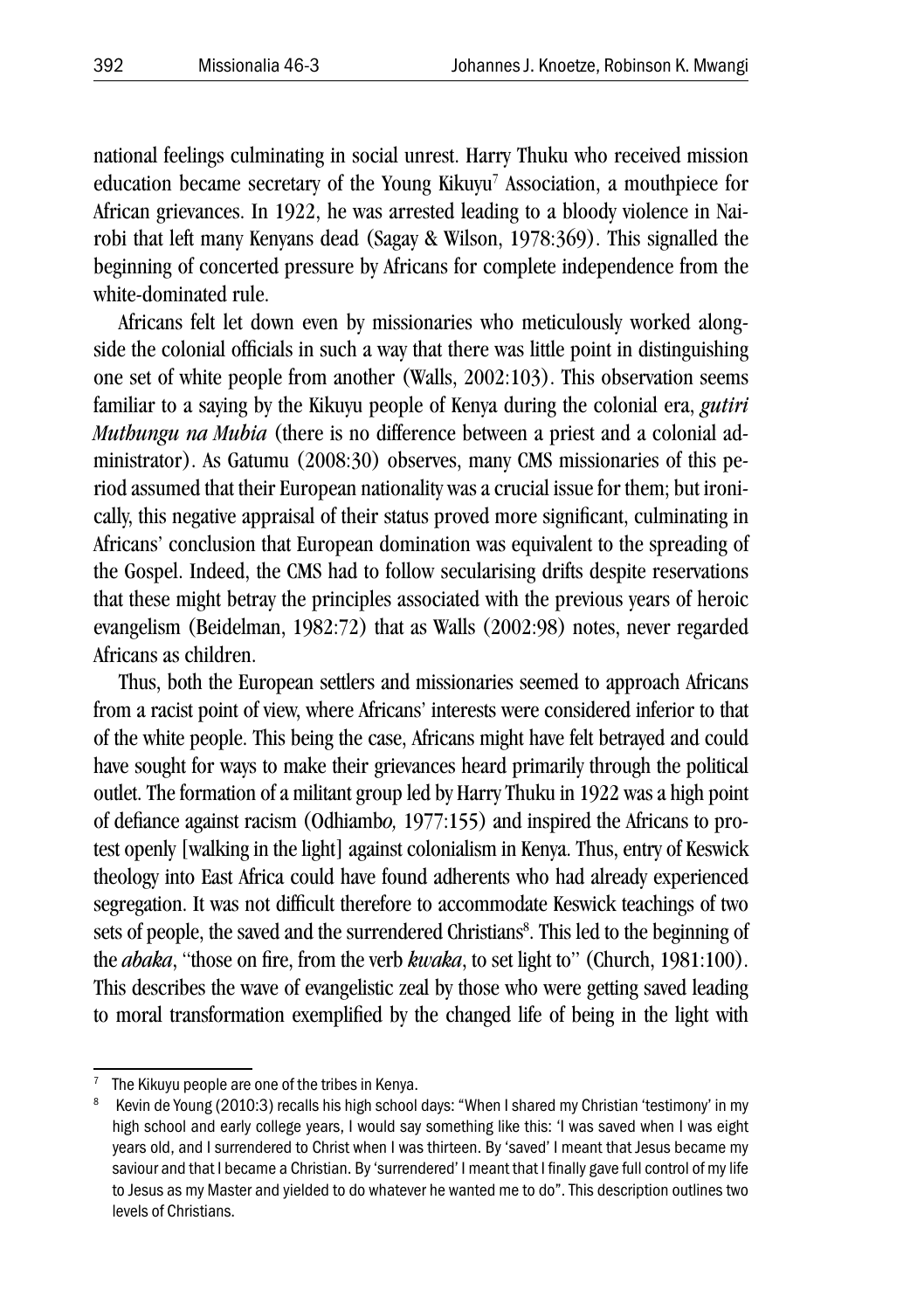national feelings culminating in social unrest. Harry Thuku who received mission education became secretary of the Young Kikuyu[7] Association, a mouthpiece for African grievances. In 1922, he was arrested leading to a bloody violence in Nairobi that left many Kenyans dead (Sagay & Wilson, 1978:369). This signalled the beginning of concerted pressure by Africans for complete independence from the white-dominated rule.

Africans felt let down even by missionaries who meticulously worked alongside the colonial officials in such a way that there was little point in distinguishing one set of white people from another (Walls, 2002:103). This observation seems familiar to a saying by the Kikuyu people of Kenya during the colonial era, *gutiri Muthungu na Mubia* (there is no difference between a priest and a colonial administrator). As Gatumu (2008:30) observes, many CMS missionaries of this period assumed that their European nationality was a crucial issue for them; but ironically, this negative appraisal of their status proved more significant, culminating in Africans' conclusion that European domination was equivalent to the spreading of the Gospel. Indeed, the CMS had to follow secularising drifts despite reservations that these might betray the principles associated with the previous years of heroic evangelism (Beidelman, 1982:72) that as Walls (2002:98) notes, never regarded Africans as children.

Thus, both the European settlers and missionaries seemed to approach Africans from a racist point of view, where Africans' interests were considered inferior to that of the white people. This being the case, Africans might have felt betrayed and could have sought for ways to make their grievances heard primarily through the political outlet. The formation of a militant group led by Harry Thuku in 1922 was a high point of defiance against racism (Odhiamb*o,* 1977:155) and inspired the Africans to protest openly [walking in the light] against colonialism in Kenya. Thus, entry of Keswick theology into East Africa could have found adherents who had already experienced segregation. It was not difficult therefore to accommodate Keswick teachings of two sets of people, the saved and the surrendered Christians[8]. This led to the beginning of the *abaka*, "those on fire, from the verb *kwaka*, to set light to" (Church, 1981:100). This describes the wave of evangelistic zeal by those who were getting saved leading to moral transformation exemplified by the changed life of being in the light with

[7] The Kikuyu people are one of the tribes in Kenya.

[8] Kevin de Young (2010:3) recalls his high school days: "When I shared my Christian 'testimony' in my high school and early college years, I would say something like this: 'I was saved when I was eight years old, and I surrendered to Christ when I was thirteen. By 'saved' I meant that Jesus became my saviour and that I became a Christian. By 'surrendered' I meant that I finally gave full control of my life to Jesus as my Master and yielded to do whatever he wanted me to do". This description outlines two levels of Christians.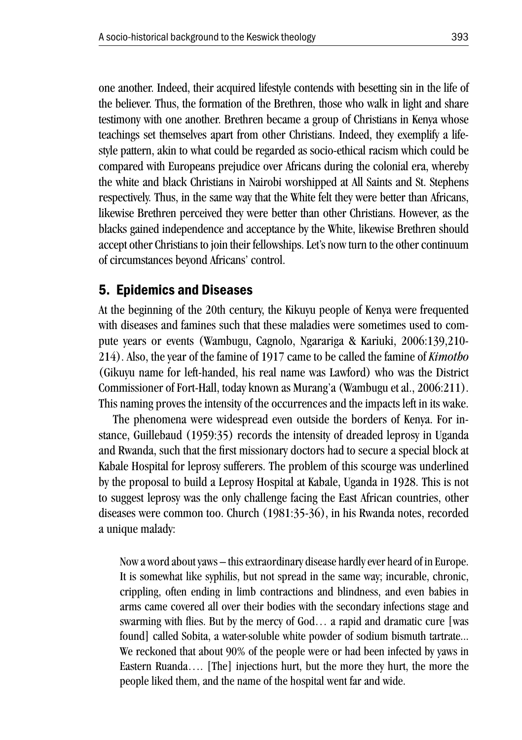one another. Indeed, their acquired lifestyle contends with besetting sin in the life of the believer. Thus, the formation of the Brethren, those who walk in light and share testimony with one another. Brethren became a group of Christians in Kenya whose teachings set themselves apart from other Christians. Indeed, they exemplify a lifestyle pattern, akin to what could be regarded as socio-ethical racism which could be compared with Europeans prejudice over Africans during the colonial era, whereby the white and black Christians in Nairobi worshipped at All Saints and St. Stephens respectively. Thus, in the same way that the White felt they were better than Africans, likewise Brethren perceived they were better than other Christians. However, as the blacks gained independence and acceptance by the White, likewise Brethren should accept other Christians to join their fellowships. Let's now turn to the other continuum of circumstances beyond Africans' control.

## 5. Epidemics and Diseases

At the beginning of the 20th century, the Kikuyu people of Kenya were frequented with diseases and famines such that these maladies were sometimes used to compute years or events (Wambugu, Cagnolo, Ngarariga & Kariuki, 2006:139,210-214). Also, the year of the famine of 1917 came to be called the famine of *Kimotho* (Gikuyu name for left-handed, his real name was Lawford) who was the District Commissioner of Fort-Hall, today known as Murang'a (Wambugu et al., 2006:211). This naming proves the intensity of the occurrences and the impacts left in its wake.

The phenomena were widespread even outside the borders of Kenya. For instance, Guillebaud (1959:35) records the intensity of dreaded leprosy in Uganda and Rwanda, such that the first missionary doctors had to secure a special block at Kabale Hospital for leprosy sufferers. The problem of this scourge was underlined by the proposal to build a Leprosy Hospital at Kabale, Uganda in 1928. This is not to suggest leprosy was the only challenge facing the East African countries, other diseases were common too. Church (1981:35-36), in his Rwanda notes, recorded a unique malady:

> Now a word about yaws – this extraordinary disease hardly ever heard of in Europe. It is somewhat like syphilis, but not spread in the same way; incurable, chronic, crippling, often ending in limb contractions and blindness, and even babies in arms came covered all over their bodies with the secondary infections stage and swarming with flies. But by the mercy of God… a rapid and dramatic cure [was found] called Sobita, a water-soluble white powder of sodium bismuth tartrate... We reckoned that about 90% of the people were or had been infected by yaws in Eastern Ruanda…. [The] injections hurt, but the more they hurt, the more the people liked them, and the name of the hospital went far and wide.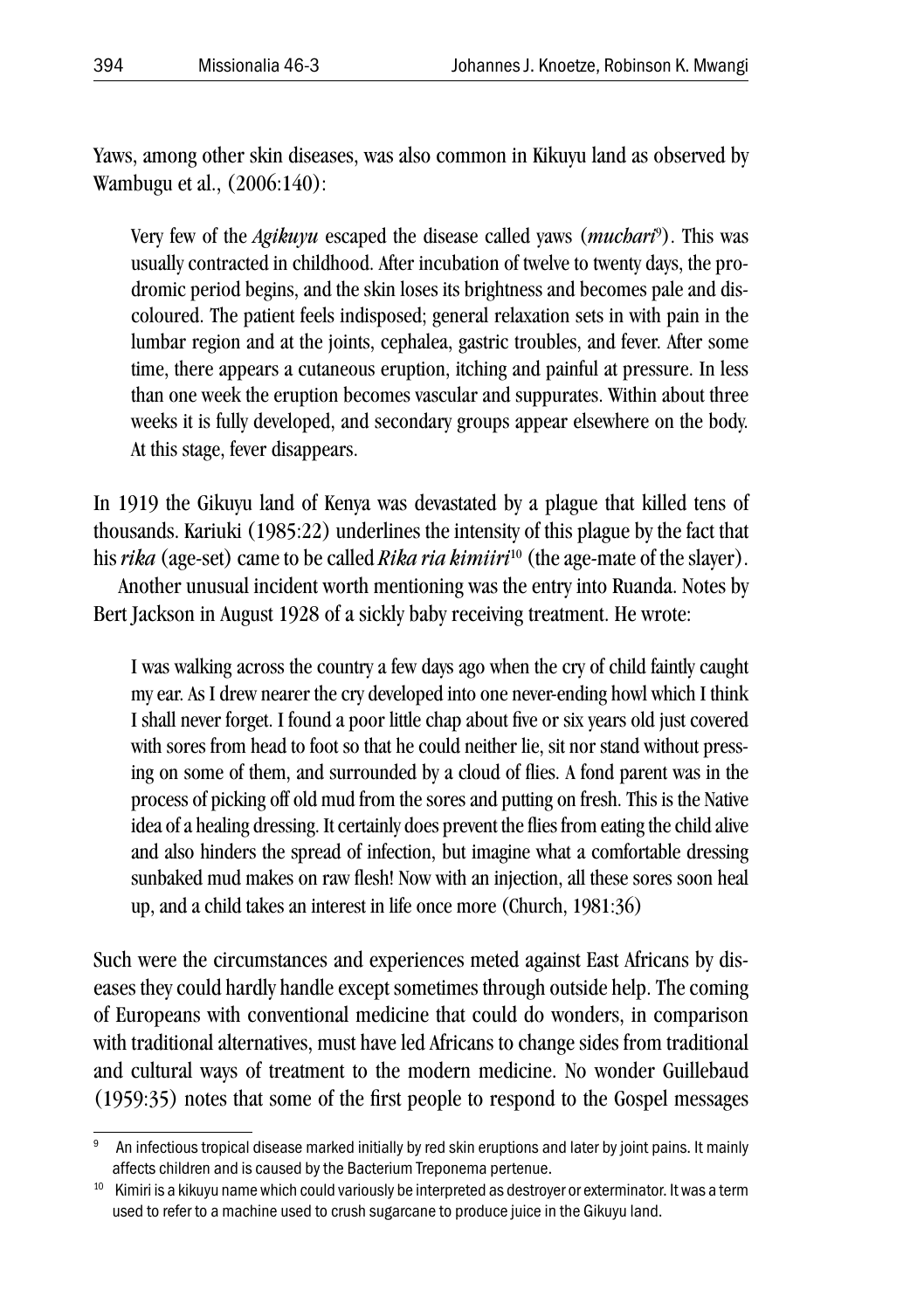Yaws, among other skin diseases, was also common in Kikuyu land as observed by Wambugu et al., (2006:140):

> Very few of the *Agikuyu* escaped the disease called yaws (*muchari*[9]). This was usually contracted in childhood. After incubation of twelve to twenty days, the prodromic period begins, and the skin loses its brightness and becomes pale and discoloured. The patient feels indisposed; general relaxation sets in with pain in the lumbar region and at the joints, cephalea, gastric troubles, and fever. After some time, there appears a cutaneous eruption, itching and painful at pressure. In less than one week the eruption becomes vascular and suppurates. Within about three weeks it is fully developed, and secondary groups appear elsewhere on the body. At this stage, fever disappears.

In 1919 the Gikuyu land of Kenya was devastated by a plague that killed tens of thousands. Kariuki (1985:22) underlines the intensity of this plague by the fact that his *rika* (age-set) came to be called *Rika ria kimiiri*[10] (the age-mate of the slayer).

Another unusual incident worth mentioning was the entry into Ruanda. Notes by Bert Jackson in August 1928 of a sickly baby receiving treatment. He wrote:

> I was walking across the country a few days ago when the cry of child faintly caught my ear. As I drew nearer the cry developed into one never-ending howl which I think I shall never forget. I found a poor little chap about five or six years old just covered with sores from head to foot so that he could neither lie, sit nor stand without pressing on some of them, and surrounded by a cloud of flies. A fond parent was in the process of picking off old mud from the sores and putting on fresh. This is the Native idea of a healing dressing. It certainly does prevent the flies from eating the child alive and also hinders the spread of infection, but imagine what a comfortable dressing sunbaked mud makes on raw flesh! Now with an injection, all these sores soon heal up, and a child takes an interest in life once more (Church, 1981:36)

Such were the circumstances and experiences meted against East Africans by diseases they could hardly handle except sometimes through outside help. The coming of Europeans with conventional medicine that could do wonders, in comparison with traditional alternatives, must have led Africans to change sides from traditional and cultural ways of treatment to the modern medicine. No wonder Guillebaud (1959:35) notes that some of the first people to respond to the Gospel messages

---

[9] An infectious tropical disease marked initially by red skin eruptions and later by joint pains. It mainly affects children and is caused by the Bacterium Treponema pertenue.

[10] Kimiri is a kikuyu name which could variously be interpreted as destroyer or exterminator. It was a term used to refer to a machine used to crush sugarcane to produce juice in the Gikuyu land.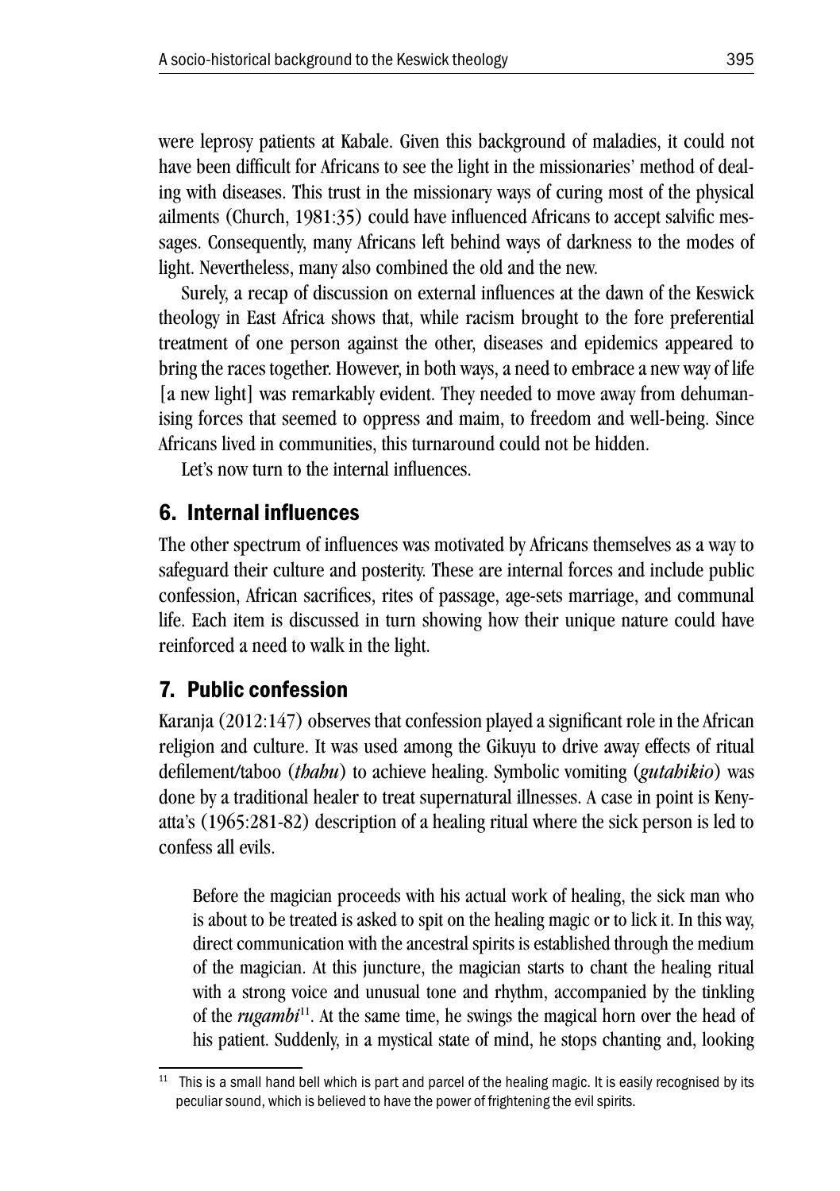were leprosy patients at Kabale. Given this background of maladies, it could not have been difficult for Africans to see the light in the missionaries' method of dealing with diseases. This trust in the missionary ways of curing most of the physical ailments (Church, 1981:35) could have influenced Africans to accept salvific messages. Consequently, many Africans left behind ways of darkness to the modes of light. Nevertheless, many also combined the old and the new.

Surely, a recap of discussion on external influences at the dawn of the Keswick theology in East Africa shows that, while racism brought to the fore preferential treatment of one person against the other, diseases and epidemics appeared to bring the races together. However, in both ways, a need to embrace a new way of life [a new light] was remarkably evident. They needed to move away from dehumanising forces that seemed to oppress and maim, to freedom and well-being. Since Africans lived in communities, this turnaround could not be hidden.

Let's now turn to the internal influences.

## 6. Internal influences

The other spectrum of influences was motivated by Africans themselves as a way to safeguard their culture and posterity. These are internal forces and include public confession, African sacrifices, rites of passage, age-sets marriage, and communal life. Each item is discussed in turn showing how their unique nature could have reinforced a need to walk in the light.

## 7. Public confession

Karanja (2012:147) observes that confession played a significant role in the African religion and culture. It was used among the Gikuyu to drive away effects of ritual defilement/taboo (*thahu*) to achieve healing. Symbolic vomiting (***gutahikio***) was done by a traditional healer to treat supernatural illnesses. A case in point is Kenyatta's (1965:281-82) description of a healing ritual where the sick person is led to confess all evils.

> Before the magician proceeds with his actual work of healing, the sick man who is about to be treated is asked to spit on the healing magic or to lick it. In this way, direct communication with the ancestral spirits is established through the medium of the magician. At this juncture, the magician starts to chant the healing ritual with a strong voice and unusual tone and rhythm, accompanied by the tinkling of the *rugambi*[11]. At the same time, he swings the magical horn over the head of his patient. Suddenly, in a mystical state of mind, he stops chanting and, looking

[11] This is a small hand bell which is part and parcel of the healing magic. It is easily recognised by its peculiar sound, which is believed to have the power of frightening the evil spirits.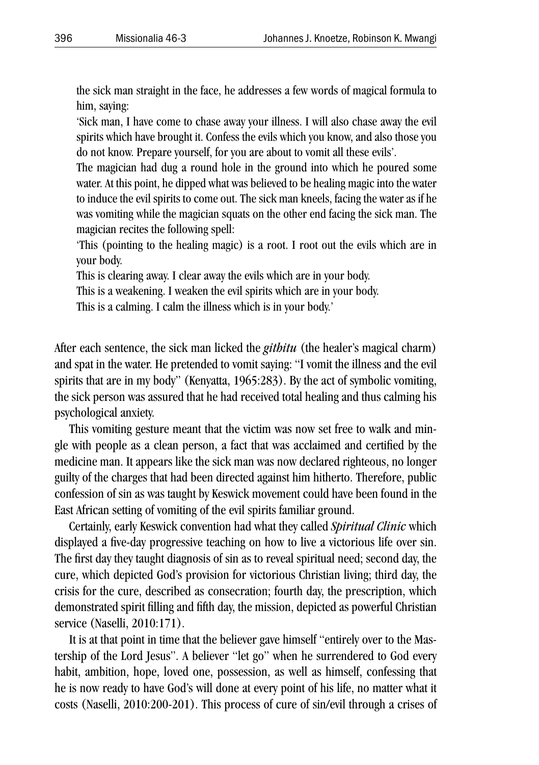> the sick man straight in the face, he addresses a few words of magical formula to him, saying:
>
> 'Sick man, I have come to chase away your illness. I will also chase away the evil spirits which have brought it. Confess the evils which you know, and also those you do not know. Prepare yourself, for you are about to vomit all these evils'.
>
> The magician had dug a round hole in the ground into which he poured some water. At this point, he dipped what was believed to be healing magic into the water to induce the evil spirits to come out. The sick man kneels, facing the water as if he was vomiting while the magician squats on the other end facing the sick man. The magician recites the following spell:
>
> 'This (pointing to the healing magic) is a root. I root out the evils which are in your body.
>
> This is clearing away. I clear away the evils which are in your body.
>
> This is a weakening. I weaken the evil spirits which are in your body.
>
> This is a calming. I calm the illness which is in your body.'

After each sentence, the sick man licked the *githitu* (the healer's magical charm) and spat in the water. He pretended to vomit saying: "I vomit the illness and the evil spirits that are in my body" (Kenyatta, 1965:283). By the act of symbolic vomiting, the sick person was assured that he had received total healing and thus calming his psychological anxiety.

This vomiting gesture meant that the victim was now set free to walk and mingle with people as a clean person, a fact that was acclaimed and certified by the medicine man. It appears like the sick man was now declared righteous, no longer guilty of the charges that had been directed against him hitherto. Therefore, public confession of sin as was taught by Keswick movement could have been found in the East African setting of vomiting of the evil spirits familiar ground.

Certainly, early Keswick convention had what they called *Spiritual Clinic* which displayed a five-day progressive teaching on how to live a victorious life over sin. The first day they taught diagnosis of sin as to reveal spiritual need; second day, the cure, which depicted God's provision for victorious Christian living; third day, the crisis for the cure, described as consecration; fourth day, the prescription, which demonstrated spirit filling and fifth day, the mission, depicted as powerful Christian service (Naselli, 2010:171).

It is at that point in time that the believer gave himself "entirely over to the Mastership of the Lord Jesus". A believer "let go" when he surrendered to God every habit, ambition, hope, loved one, possession, as well as himself, confessing that he is now ready to have God's will done at every point of his life, no matter what it costs (Naselli, 2010:200-201). This process of cure of sin/evil through a crises of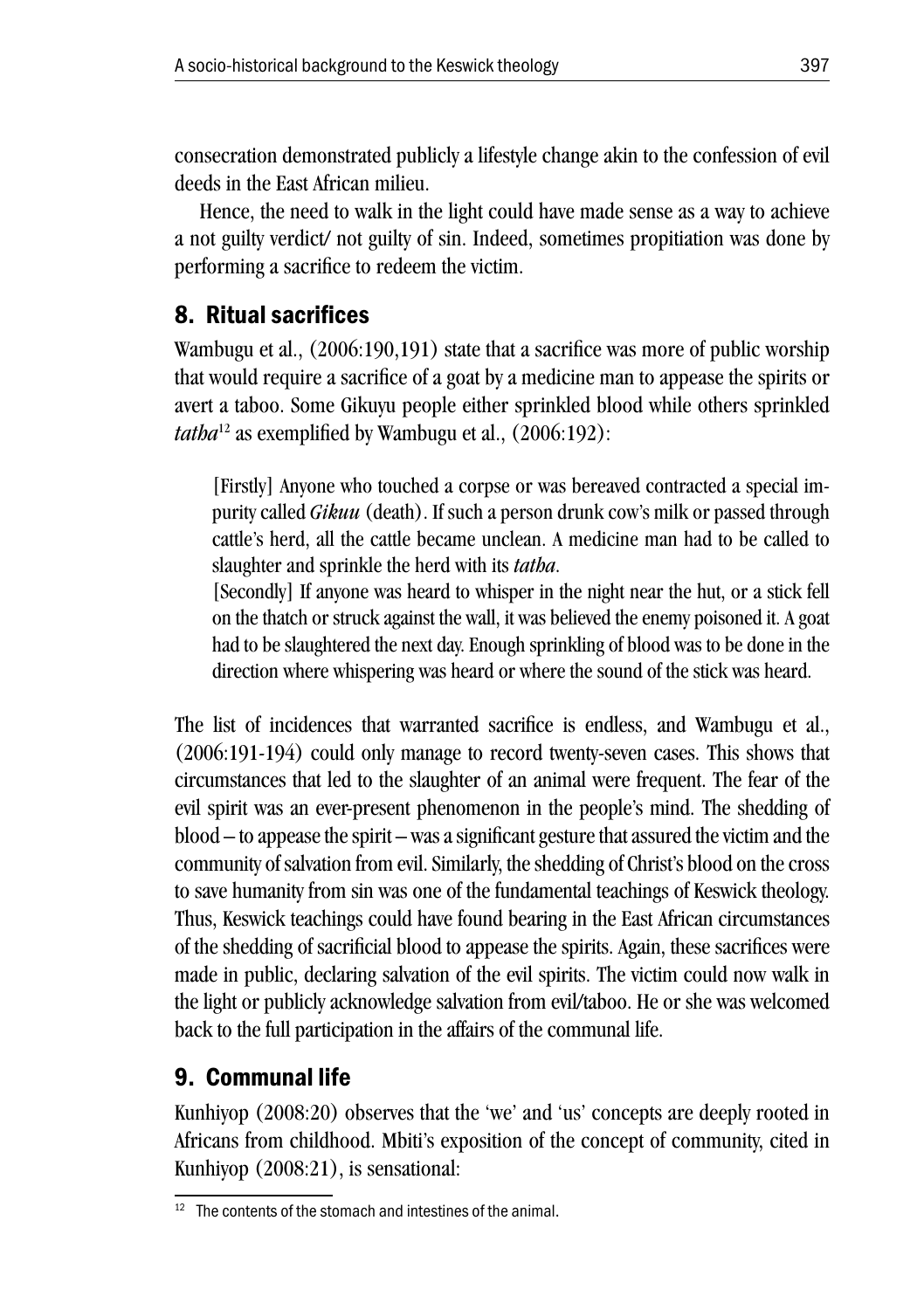consecration demonstrated publicly a lifestyle change akin to the confession of evil deeds in the East African milieu.

Hence, the need to walk in the light could have made sense as a way to achieve a not guilty verdict/ not guilty of sin. Indeed, sometimes propitiation was done by performing a sacrifice to redeem the victim.

## 8. Ritual sacrifices

Wambugu et al., (2006:190,191) state that a sacrifice was more of public worship that would require a sacrifice of a goat by a medicine man to appease the spirits or avert a taboo. Some Gikuyu people either sprinkled blood while others sprinkled *tatha*[12] as exemplified by Wambugu et al., (2006:192):

> [Firstly] Anyone who touched a corpse or was bereaved contracted a special impurity called *Gikuu* (death). If such a person drunk cow's milk or passed through cattle's herd, all the cattle became unclean. A medicine man had to be called to slaughter and sprinkle the herd with its *tatha*.
>
> [Secondly] If anyone was heard to whisper in the night near the hut, or a stick fell on the thatch or struck against the wall, it was believed the enemy poisoned it. A goat had to be slaughtered the next day. Enough sprinkling of blood was to be done in the direction where whispering was heard or where the sound of the stick was heard.

The list of incidences that warranted sacrifice is endless, and Wambugu et al., (2006:191-194) could only manage to record twenty-seven cases. This shows that circumstances that led to the slaughter of an animal were frequent. The fear of the evil spirit was an ever-present phenomenon in the people's mind. The shedding of blood – to appease the spirit – was a significant gesture that assured the victim and the community of salvation from evil. Similarly, the shedding of Christ's blood on the cross to save humanity from sin was one of the fundamental teachings of Keswick theology. Thus, Keswick teachings could have found bearing in the East African circumstances of the shedding of sacrificial blood to appease the spirits. Again, these sacrifices were made in public, declaring salvation of the evil spirits. The victim could now walk in the light or publicly acknowledge salvation from evil/taboo. He or she was welcomed back to the full participation in the affairs of the communal life.

## 9. Communal life

Kunhiyop (2008:20) observes that the 'we' and 'us' concepts are deeply rooted in Africans from childhood. Mbiti's exposition of the concept of community, cited in Kunhiyop (2008:21), is sensational:

[12] The contents of the stomach and intestines of the animal.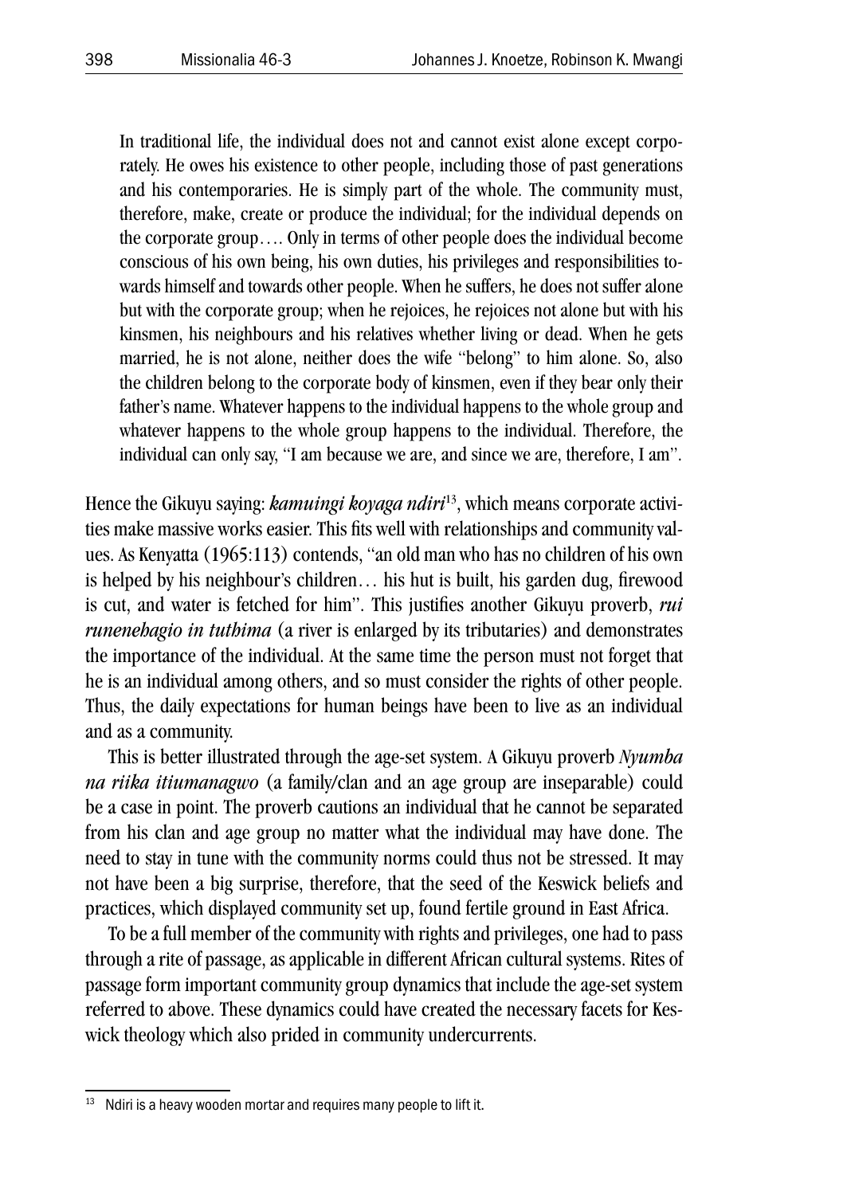> In traditional life, the individual does not and cannot exist alone except corporately. He owes his existence to other people, including those of past generations and his contemporaries. He is simply part of the whole. The community must, therefore, make, create or produce the individual; for the individual depends on the corporate group…. Only in terms of other people does the individual become conscious of his own being, his own duties, his privileges and responsibilities towards himself and towards other people. When he suffers, he does not suffer alone but with the corporate group; when he rejoices, he rejoices not alone but with his kinsmen, his neighbours and his relatives whether living or dead. When he gets married, he is not alone, neither does the wife "belong" to him alone. So, also the children belong to the corporate body of kinsmen, even if they bear only their father's name. Whatever happens to the individual happens to the whole group and whatever happens to the whole group happens to the individual. Therefore, the individual can only say, "I am because we are, and since we are, therefore, I am".

Hence the Gikuyu saying: ***kamuingi koyaga ndiri***[13], which means corporate activities make massive works easier. This fits well with relationships and community values. As Kenyatta (1965:113) contends, "an old man who has no children of his own is helped by his neighbour's children… his hut is built, his garden dug, firewood is cut, and water is fetched for him". This justifies another Gikuyu proverb, *rui runenehagio in tuthima* (a river is enlarged by its tributaries) and demonstrates the importance of the individual. At the same time the person must not forget that he is an individual among others, and so must consider the rights of other people. Thus, the daily expectations for human beings have been to live as an individual and as a community.

This is better illustrated through the age-set system. A Gikuyu proverb *Nyumba na riika itiumanagwo* (a family/clan and an age group are inseparable) could be a case in point. The proverb cautions an individual that he cannot be separated from his clan and age group no matter what the individual may have done. The need to stay in tune with the community norms could thus not be stressed. It may not have been a big surprise, therefore, that the seed of the Keswick beliefs and practices, which displayed community set up, found fertile ground in East Africa.

To be a full member of the community with rights and privileges, one had to pass through a rite of passage, as applicable in different African cultural systems. Rites of passage form important community group dynamics that include the age-set system referred to above. These dynamics could have created the necessary facets for Keswick theology which also prided in community undercurrents.

---

[13] Ndiri is a heavy wooden mortar and requires many people to lift it.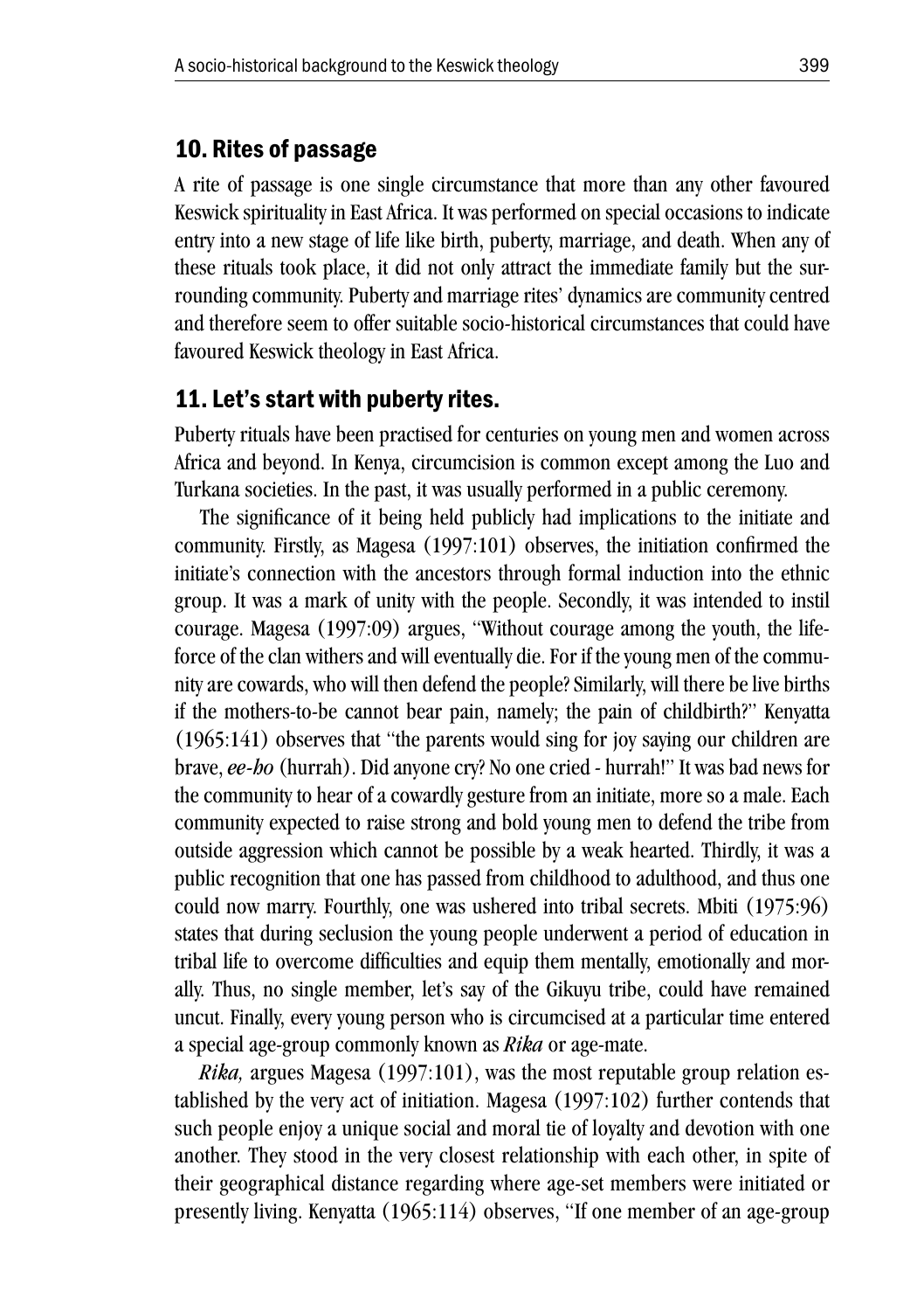## 10. Rites of passage

A rite of passage is one single circumstance that more than any other favoured Keswick spirituality in East Africa. It was performed on special occasions to indicate entry into a new stage of life like birth, puberty, marriage, and death. When any of these rituals took place, it did not only attract the immediate family but the surrounding community. Puberty and marriage rites' dynamics are community centred and therefore seem to offer suitable socio-historical circumstances that could have favoured Keswick theology in East Africa.

## 11. Let's start with puberty rites.

Puberty rituals have been practised for centuries on young men and women across Africa and beyond. In Kenya, circumcision is common except among the Luo and Turkana societies. In the past, it was usually performed in a public ceremony.

The significance of it being held publicly had implications to the initiate and community. Firstly, as Magesa (1997:101) observes, the initiation confirmed the initiate's connection with the ancestors through formal induction into the ethnic group. It was a mark of unity with the people. Secondly, it was intended to instil courage. Magesa (1997:09) argues, "Without courage among the youth, the life-force of the clan withers and will eventually die. For if the young men of the community are cowards, who will then defend the people? Similarly, will there be live births if the mothers-to-be cannot bear pain, namely; the pain of childbirth?" Kenyatta (1965:141) observes that "the parents would sing for joy saying our children are brave, *ee-ho* (hurrah). Did anyone cry? No one cried - hurrah!" It was bad news for the community to hear of a cowardly gesture from an initiate, more so a male. Each community expected to raise strong and bold young men to defend the tribe from outside aggression which cannot be possible by a weak hearted. Thirdly, it was a public recognition that one has passed from childhood to adulthood, and thus one could now marry. Fourthly, one was ushered into tribal secrets. Mbiti (1975:96) states that during seclusion the young people underwent a period of education in tribal life to overcome difficulties and equip them mentally, emotionally and morally. Thus, no single member, let's say of the Gikuyu tribe, could have remained uncut. Finally, every young person who is circumcised at a particular time entered a special age-group commonly known as *Rika* or age-mate.

*Rika,* argues Magesa (1997:101), was the most reputable group relation established by the very act of initiation. Magesa (1997:102) further contends that such people enjoy a unique social and moral tie of loyalty and devotion with one another. They stood in the very closest relationship with each other, in spite of their geographical distance regarding where age-set members were initiated or presently living. Kenyatta (1965:114) observes, "If one member of an age-group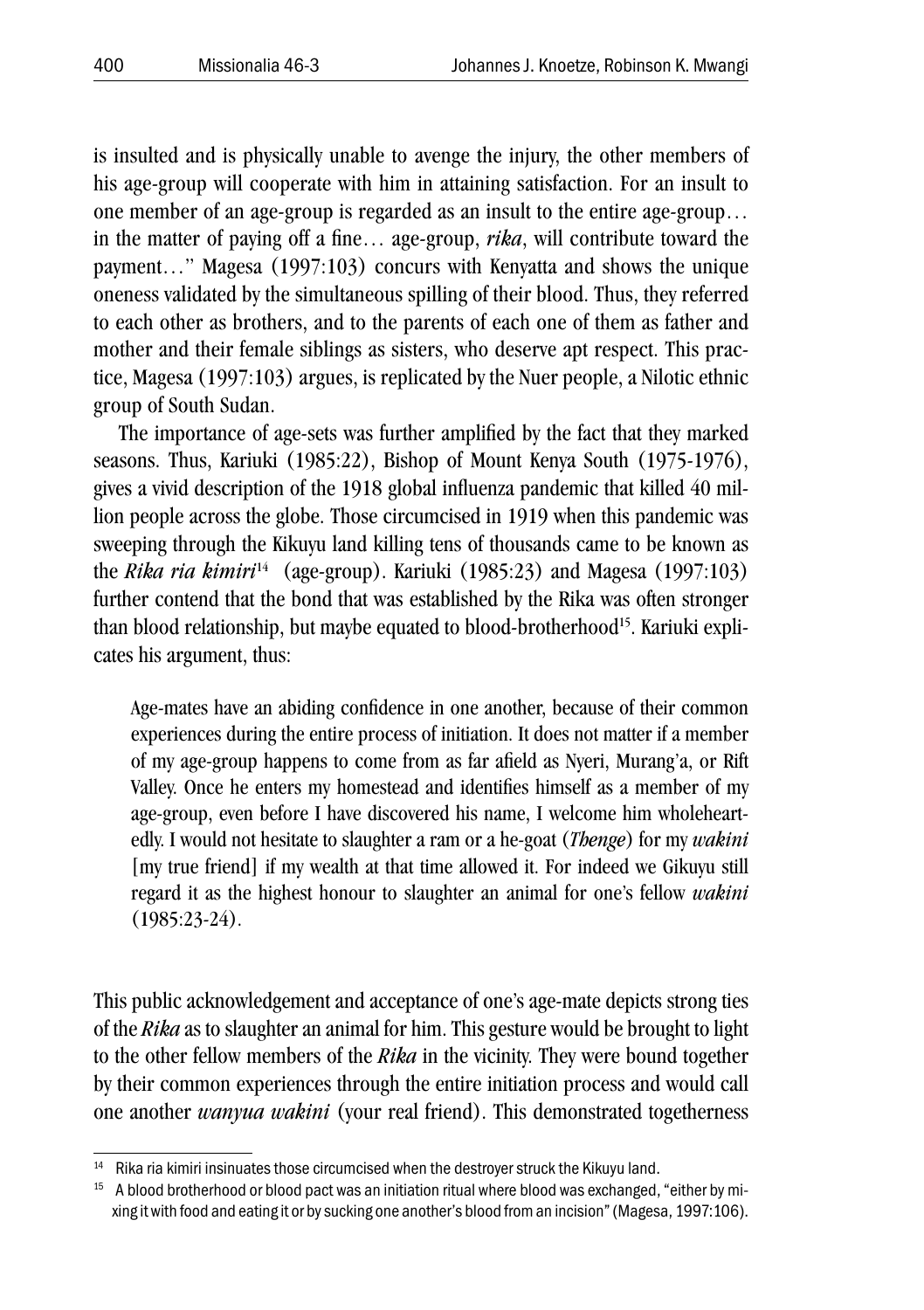is insulted and is physically unable to avenge the injury, the other members of his age-group will cooperate with him in attaining satisfaction. For an insult to one member of an age-group is regarded as an insult to the entire age-group… in the matter of paying off a fine… age-group, *rika*, will contribute toward the payment…" Magesa (1997:103) concurs with Kenyatta and shows the unique oneness validated by the simultaneous spilling of their blood. Thus, they referred to each other as brothers, and to the parents of each one of them as father and mother and their female siblings as sisters, who deserve apt respect. This practice, Magesa (1997:103) argues, is replicated by the Nuer people, a Nilotic ethnic group of South Sudan.

The importance of age-sets was further amplified by the fact that they marked seasons. Thus, Kariuki (1985:22), Bishop of Mount Kenya South (1975-1976), gives a vivid description of the 1918 global influenza pandemic that killed 40 million people across the globe. Those circumcised in 1919 when this pandemic was sweeping through the Kikuyu land killing tens of thousands came to be known as the ***Rika ria kimiri***[14] (age-group). Kariuki (1985:23) and Magesa (1997:103) further contend that the bond that was established by the Rika was often stronger than blood relationship, but maybe equated to blood-brotherhood[15]. Kariuki explicates his argument, thus:

> Age-mates have an abiding confidence in one another, because of their common experiences during the entire process of initiation. It does not matter if a member of my age-group happens to come from as far afield as Nyeri, Murang'a, or Rift Valley. Once he enters my homestead and identifies himself as a member of my age-group, even before I have discovered his name, I welcome him wholeheartedly. I would not hesitate to slaughter a ram or a he-goat (***Thenge***) for my *wakini* [my true friend] if my wealth at that time allowed it. For indeed we Gikuyu still regard it as the highest honour to slaughter an animal for one's fellow *wakini* (1985:23-24).

This public acknowledgement and acceptance of one's age-mate depicts strong ties of the ***Rika*** as to slaughter an animal for him. This gesture would be brought to light to the other fellow members of the ***Rika*** in the vicinity. They were bound together by their common experiences through the entire initiation process and would call one another *wanyua wakini* (your real friend). This demonstrated togetherness

---

[14] Rika ria kimiri insinuates those circumcised when the destroyer struck the Kikuyu land.

[15] A blood brotherhood or blood pact was an initiation ritual where blood was exchanged, "either by mixing it with food and eating it or by sucking one another's blood from an incision" (Magesa, 1997:106).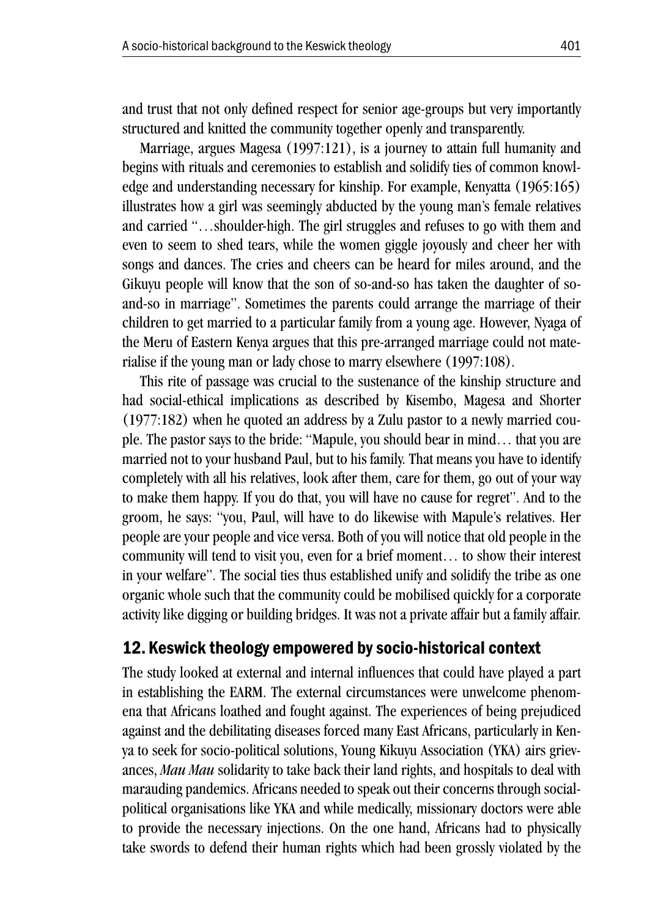and trust that not only defined respect for senior age-groups but very importantly structured and knitted the community together openly and transparently.

Marriage, argues Magesa (1997:121), is a journey to attain full humanity and begins with rituals and ceremonies to establish and solidify ties of common knowledge and understanding necessary for kinship. For example, Kenyatta (1965:165) illustrates how a girl was seemingly abducted by the young man's female relatives and carried "…shoulder-high. The girl struggles and refuses to go with them and even to seem to shed tears, while the women giggle joyously and cheer her with songs and dances. The cries and cheers can be heard for miles around, and the Gikuyu people will know that the son of so-and-so has taken the daughter of so-and-so in marriage". Sometimes the parents could arrange the marriage of their children to get married to a particular family from a young age. However, Nyaga of the Meru of Eastern Kenya argues that this pre-arranged marriage could not materialise if the young man or lady chose to marry elsewhere (1997:108).

This rite of passage was crucial to the sustenance of the kinship structure and had social-ethical implications as described by Kisembo, Magesa and Shorter (1977:182) when he quoted an address by a Zulu pastor to a newly married couple. The pastor says to the bride: "Mapule, you should bear in mind… that you are married not to your husband Paul, but to his family. That means you have to identify completely with all his relatives, look after them, care for them, go out of your way to make them happy. If you do that, you will have no cause for regret". And to the groom, he says: "you, Paul, will have to do likewise with Mapule's relatives. Her people are your people and vice versa. Both of you will notice that old people in the community will tend to visit you, even for a brief moment… to show their interest in your welfare". The social ties thus established unify and solidify the tribe as one organic whole such that the community could be mobilised quickly for a corporate activity like digging or building bridges. It was not a private affair but a family affair.

## 12. Keswick theology empowered by socio-historical context

The study looked at external and internal influences that could have played a part in establishing the EARM. The external circumstances were unwelcome phenomena that Africans loathed and fought against. The experiences of being prejudiced against and the debilitating diseases forced many East Africans, particularly in Kenya to seek for socio-political solutions, Young Kikuyu Association (YKA) airs grievances, *Mau Mau* solidarity to take back their land rights, and hospitals to deal with marauding pandemics. Africans needed to speak out their concerns through social-political organisations like YKA and while medically, missionary doctors were able to provide the necessary injections. On the one hand, Africans had to physically take swords to defend their human rights which had been grossly violated by the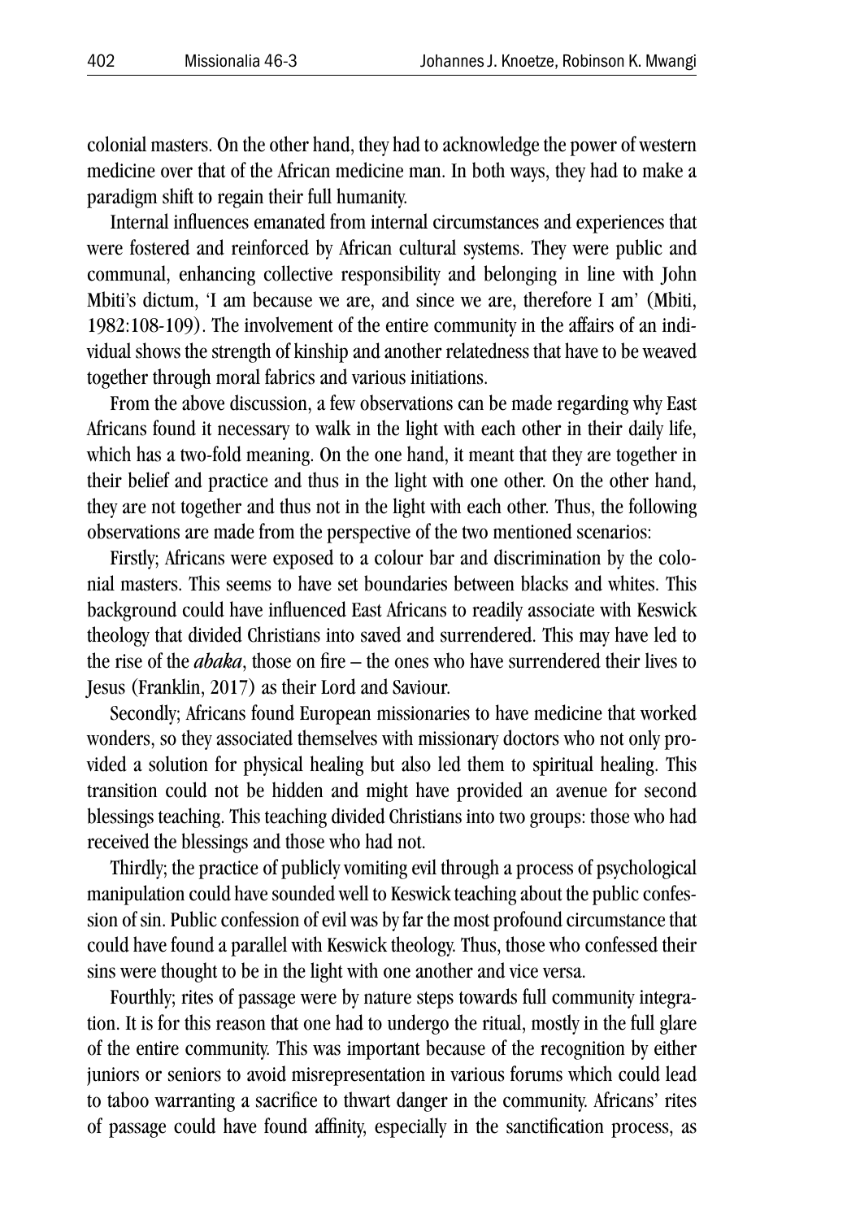colonial masters. On the other hand, they had to acknowledge the power of western medicine over that of the African medicine man. In both ways, they had to make a paradigm shift to regain their full humanity.

Internal influences emanated from internal circumstances and experiences that were fostered and reinforced by African cultural systems. They were public and communal, enhancing collective responsibility and belonging in line with John Mbiti's dictum, 'I am because we are, and since we are, therefore I am' (Mbiti, 1982:108-109). The involvement of the entire community in the affairs of an individual shows the strength of kinship and another relatedness that have to be weaved together through moral fabrics and various initiations.

From the above discussion, a few observations can be made regarding why East Africans found it necessary to walk in the light with each other in their daily life, which has a two-fold meaning. On the one hand, it meant that they are together in their belief and practice and thus in the light with one other. On the other hand, they are not together and thus not in the light with each other. Thus, the following observations are made from the perspective of the two mentioned scenarios:

Firstly; Africans were exposed to a colour bar and discrimination by the colonial masters. This seems to have set boundaries between blacks and whites. This background could have influenced East Africans to readily associate with Keswick theology that divided Christians into saved and surrendered. This may have led to the rise of the ***abaka***, those on fire – the ones who have surrendered their lives to Jesus (Franklin, 2017) as their Lord and Saviour.

Secondly; Africans found European missionaries to have medicine that worked wonders, so they associated themselves with missionary doctors who not only provided a solution for physical healing but also led them to spiritual healing. This transition could not be hidden and might have provided an avenue for second blessings teaching. This teaching divided Christians into two groups: those who had received the blessings and those who had not.

Thirdly; the practice of publicly vomiting evil through a process of psychological manipulation could have sounded well to Keswick teaching about the public confession of sin. Public confession of evil was by far the most profound circumstance that could have found a parallel with Keswick theology. Thus, those who confessed their sins were thought to be in the light with one another and vice versa.

Fourthly; rites of passage were by nature steps towards full community integration. It is for this reason that one had to undergo the ritual, mostly in the full glare of the entire community. This was important because of the recognition by either juniors or seniors to avoid misrepresentation in various forums which could lead to taboo warranting a sacrifice to thwart danger in the community. Africans' rites of passage could have found affinity, especially in the sanctification process, as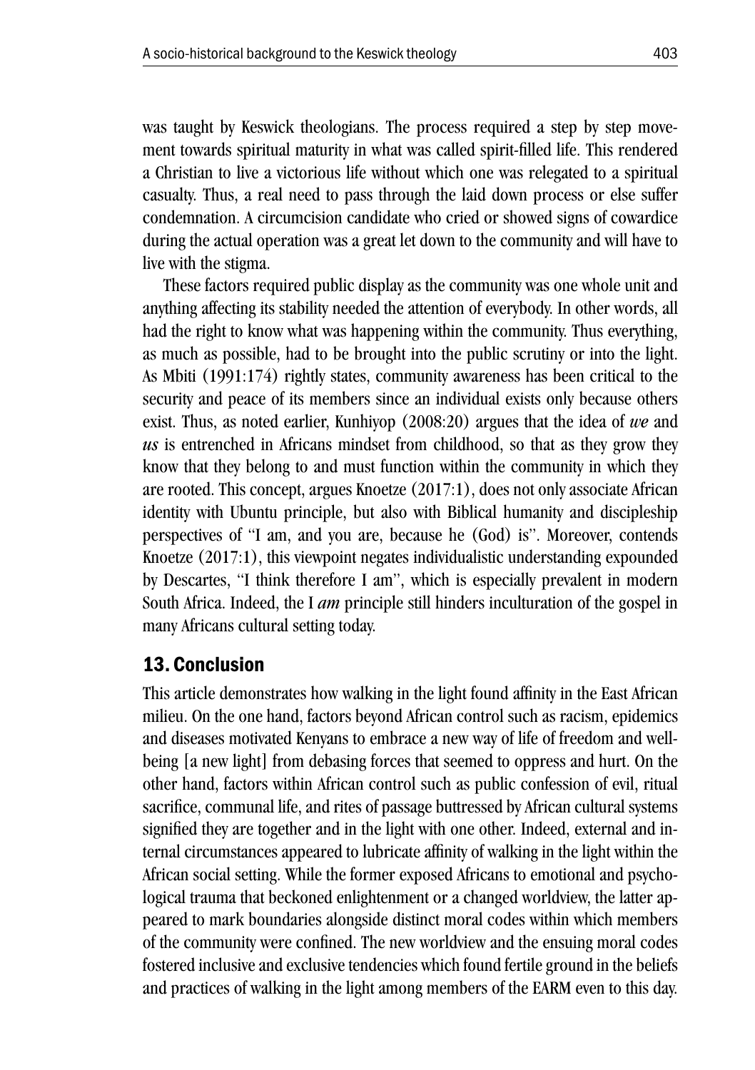was taught by Keswick theologians. The process required a step by step movement towards spiritual maturity in what was called spirit-filled life. This rendered a Christian to live a victorious life without which one was relegated to a spiritual casualty. Thus, a real need to pass through the laid down process or else suffer condemnation. A circumcision candidate who cried or showed signs of cowardice during the actual operation was a great let down to the community and will have to live with the stigma.

These factors required public display as the community was one whole unit and anything affecting its stability needed the attention of everybody. In other words, all had the right to know what was happening within the community. Thus everything, as much as possible, had to be brought into the public scrutiny or into the light. As Mbiti (1991:174) rightly states, community awareness has been critical to the security and peace of its members since an individual exists only because others exist. Thus, as noted earlier, Kunhiyop (2008:20) argues that the idea of *we* and *us* is entrenched in Africans mindset from childhood, so that as they grow they know that they belong to and must function within the community in which they are rooted. This concept, argues Knoetze (2017:1), does not only associate African identity with Ubuntu principle, but also with Biblical humanity and discipleship perspectives of "I am, and you are, because he (God) is". Moreover, contends Knoetze (2017:1), this viewpoint negates individualistic understanding expounded by Descartes, "I think therefore I am", which is especially prevalent in modern South Africa. Indeed, the I *am* principle still hinders inculturation of the gospel in many Africans cultural setting today.

## 13. Conclusion

This article demonstrates how walking in the light found affinity in the East African milieu. On the one hand, factors beyond African control such as racism, epidemics and diseases motivated Kenyans to embrace a new way of life of freedom and well-being [a new light] from debasing forces that seemed to oppress and hurt. On the other hand, factors within African control such as public confession of evil, ritual sacrifice, communal life, and rites of passage buttressed by African cultural systems signified they are together and in the light with one other. Indeed, external and internal circumstances appeared to lubricate affinity of walking in the light within the African social setting. While the former exposed Africans to emotional and psychological trauma that beckoned enlightenment or a changed worldview, the latter appeared to mark boundaries alongside distinct moral codes within which members of the community were confined. The new worldview and the ensuing moral codes fostered inclusive and exclusive tendencies which found fertile ground in the beliefs and practices of walking in the light among members of the EARM even to this day.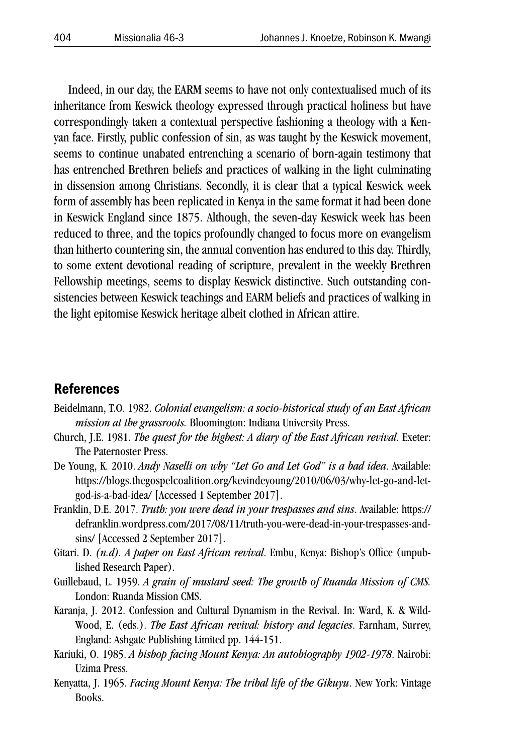Indeed, in our day, the EARM seems to have not only contextualised much of its inheritance from Keswick theology expressed through practical holiness but have correspondingly taken a contextual perspective fashioning a theology with a Kenyan face. Firstly, public confession of sin, as was taught by the Keswick movement, seems to continue unabated entrenching a scenario of born-again testimony that has entrenched Brethren beliefs and practices of walking in the light culminating in dissension among Christians. Secondly, it is clear that a typical Keswick week form of assembly has been replicated in Kenya in the same format it had been done in Keswick England since 1875. Although, the seven-day Keswick week has been reduced to three, and the topics profoundly changed to focus more on evangelism than hitherto countering sin, the annual convention has endured to this day. Thirdly, to some extent devotional reading of scripture, prevalent in the weekly Brethren Fellowship meetings, seems to display Keswick distinctive. Such outstanding consistencies between Keswick teachings and EARM beliefs and practices of walking in the light epitomise Keswick heritage albeit clothed in African attire.

## References

Beidelmann, T.O. 1982. *Colonial evangelism: a socio-historical study of an East African mission at the grassroots.* Bloomington: Indiana University Press.

Church, J.E. 1981. *The quest for the highest: A diary of the East African revival*. Exeter: The Paternoster Press.

De Young, K. 2010. *Andy Naselli on why "Let Go and Let God" is a bad idea*. Available: https://blogs.thegospelcoalition.org/kevindeyoung/2010/06/03/why-let-go-and-let-god-is-a-bad-idea/ [Accessed 1 September 2017].

Franklin, D.E. 2017. *Truth: you were dead in your trespasses and sins*. Available: https://defranklin.wordpress.com/2017/08/11/truth-you-were-dead-in-your-trespasses-and-sins/ [Accessed 2 September 2017].

Gitari. D. *(n.d). A paper on East African revival*. Embu, Kenya: Bishop's Office (unpublished Research Paper).

Guillebaud, L. 1959. *A grain of mustard seed: The growth of Ruanda Mission of CMS.* London: Ruanda Mission CMS.

Karanja, J. 2012. Confession and Cultural Dynamism in the Revival. In: Ward, K. & Wild-Wood, E. (eds.). *The East African revival: history and legacies*. Farnham, Surrey, England: Ashgate Publishing Limited pp. 144-151.

Kariuki, O. 1985. *A bishop facing Mount Kenya: An autobiography 1902-1978*. Nairobi: Uzima Press.

Kenyatta, J. 1965. *Facing Mount Kenya: The tribal life of the Gikuyu*. New York: Vintage Books.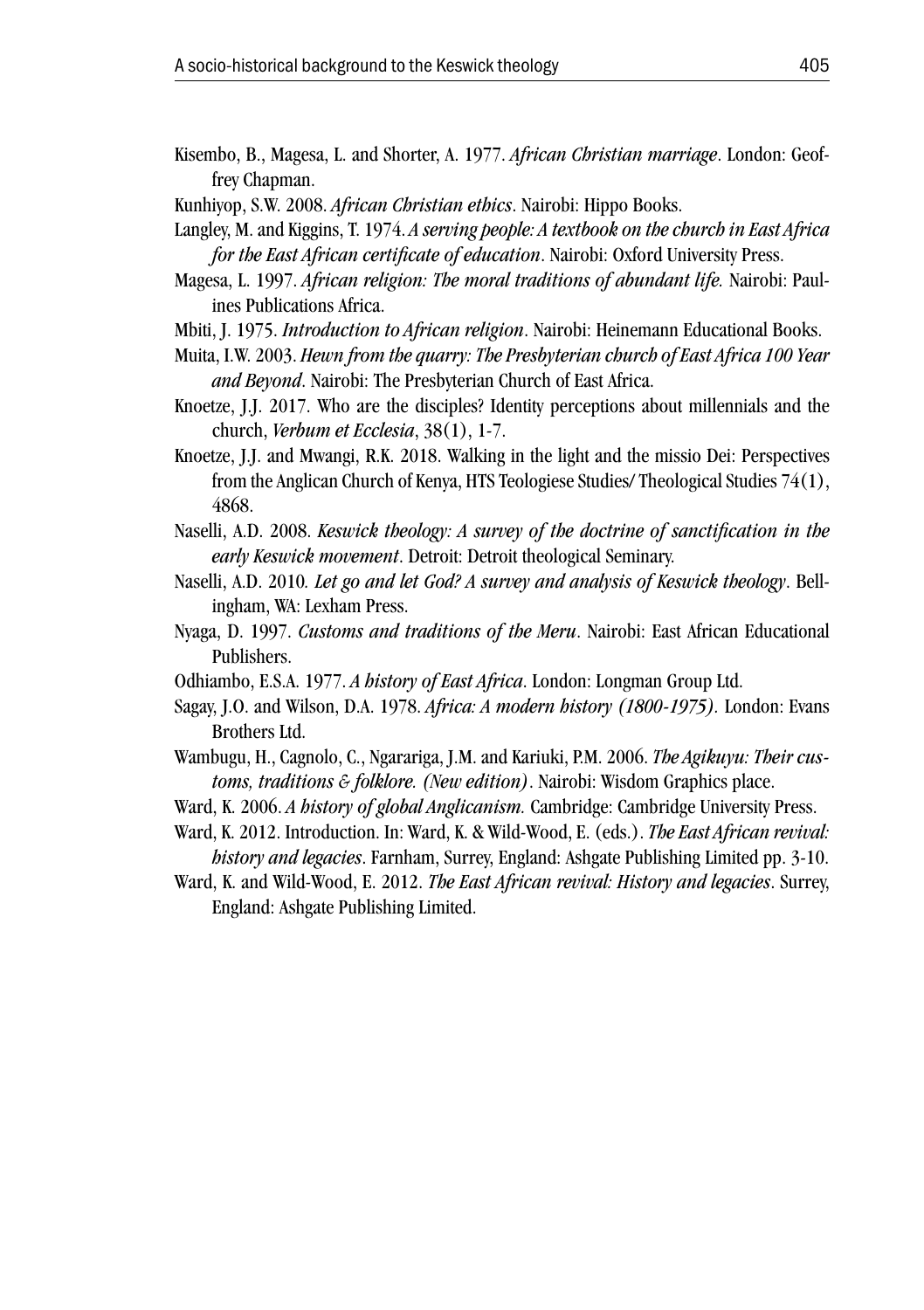Kisembo, B., Magesa, L. and Shorter, A. 1977. *African Christian marriage*. London: Geoffrey Chapman.

Kunhiyop, S.W. 2008. *African Christian ethics*. Nairobi: Hippo Books.

Langley, M. and Kiggins, T. 1974. *A serving people: A textbook on the church in East Africa for the East African certificate of education*. Nairobi: Oxford University Press.

Magesa, L. 1997. *African religion: The moral traditions of abundant life.* Nairobi: Paulines Publications Africa.

Mbiti, J. 1975. *Introduction to African religion*. Nairobi: Heinemann Educational Books.

Muita, I.W. 2003. *Hewn from the quarry: The Presbyterian church of East Africa 100 Year and Beyond*. Nairobi: The Presbyterian Church of East Africa.

Knoetze, J.J. 2017. Who are the disciples? Identity perceptions about millennials and the church, *Verbum et Ecclesia*, 38(1), 1-7.

Knoetze, J.J. and Mwangi, R.K. 2018. Walking in the light and the missio Dei: Perspectives from the Anglican Church of Kenya, HTS Teologiese Studies/ Theological Studies 74(1), 4868.

Naselli, A.D. 2008. *Keswick theology: A survey of the doctrine of sanctification in the early Keswick movement*. Detroit: Detroit theological Seminary.

Naselli, A.D. 2010*. Let go and let God? A survey and analysis of Keswick theology*. Bellingham, WA: Lexham Press.

Nyaga, D. 1997. *Customs and traditions of the Meru*. Nairobi: East African Educational Publishers.

Odhiambo, E.S.A. 1977. *A history of East Africa*. London: Longman Group Ltd.

Sagay, J.O. and Wilson, D.A. 1978. *Africa: A modern history (1800-1975).* London: Evans Brothers Ltd.

Wambugu, H., Cagnolo, C., Ngarariga, J.M. and Kariuki, P.M. 2006. *The Agikuyu: Their customs, traditions & folklore. (New edition)*. Nairobi: Wisdom Graphics place.

Ward, K. 2006. *A history of global Anglicanism.* Cambridge: Cambridge University Press.

Ward, K. 2012. Introduction. In: Ward, K. & Wild-Wood, E. (eds.). *The East African revival: history and legacies*. Farnham, Surrey, England: Ashgate Publishing Limited pp. 3-10.

Ward, K. and Wild-Wood, E. 2012. *The East African revival: History and legacies*. Surrey, England: Ashgate Publishing Limited.